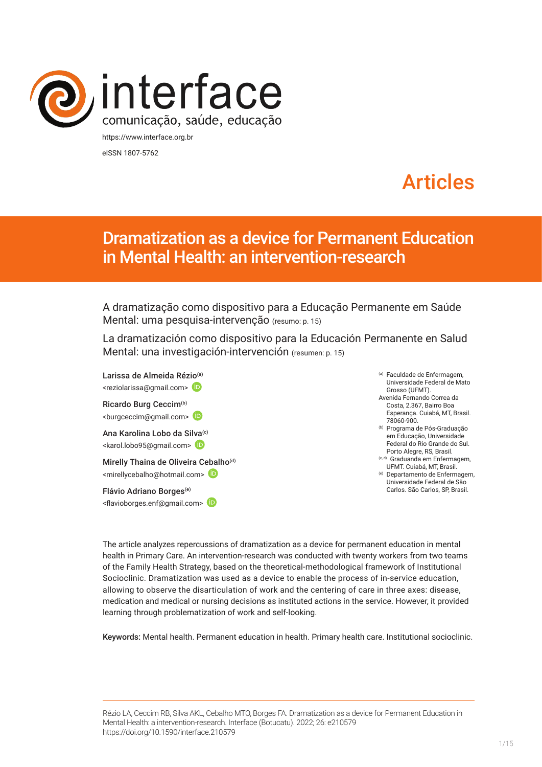interface

comunicação, saúde, educação

https://www.interface.org.br

eISSN 1807-5762

Articles

# Dramatization as a device for Permanent Education in Mental Health: an intervention-research

A dramatização como dispositivo para a Educação Permanente em Saúde Mental: uma pesquisa-intervenção (resumo: p. 15)

La dramatización como dispositivo para la Educación Permanente en Salud Mental: una investigación-intervención (resumen: p. 15)

Larissa de Almeida Rézio[a]
<reziolarissa@gmail.com>

Ricardo Burg Ceccim[b]
<burgceccim@gmail.com>

Ana Karolina Lobo da Silva[c]
<karol.lobo95@gmail.com>

Mirelly Thaina de Oliveira Cebalho[d]
<mirellycebalho@hotmail.com>

Flávio Adriano Borges[e]
<flavioborges.enf@gmail.com>

[a] Faculdade de Enfermagem, Universidade Federal de Mato Grosso (UFMT). Avenida Fernando Correa da Costa, 2.367, Bairro Boa Esperança. Cuiabá, MT, Brasil. 78060-900.

[b] Programa de Pós-Graduação em Educação, Universidade Federal do Rio Grande do Sul. Porto Alegre, RS, Brasil.

[c, d] Graduanda em Enfermagem, UFMT. Cuiabá, MT, Brasil.

[e] Departamento de Enfermagem, Universidade Federal de São Carlos. São Carlos, SP, Brasil.

The article analyzes repercussions of dramatization as a device for permanent education in mental health in Primary Care. An intervention-research was conducted with twenty workers from two teams of the Family Health Strategy, based on the theoretical-methodological framework of Institutional Socioclinic. Dramatization was used as a device to enable the process of in-service education, allowing to observe the disarticulation of work and the centering of care in three axes: disease, medication and medical or nursing decisions as instituted actions in the service. However, it provided learning through problematization of work and self-looking.

**Keywords:** Mental health. Permanent education in health. Primary health care. Institutional socioclinic.

Rézio LA, Ceccim RB, Silva AKL, Cebalho MTO, Borges FA. Dramatization as a device for Permanent Education in Mental Health: a intervention-research. Interface (Botucatu). 2022; 26: e210579 https://doi.org/10.1590/interface.210579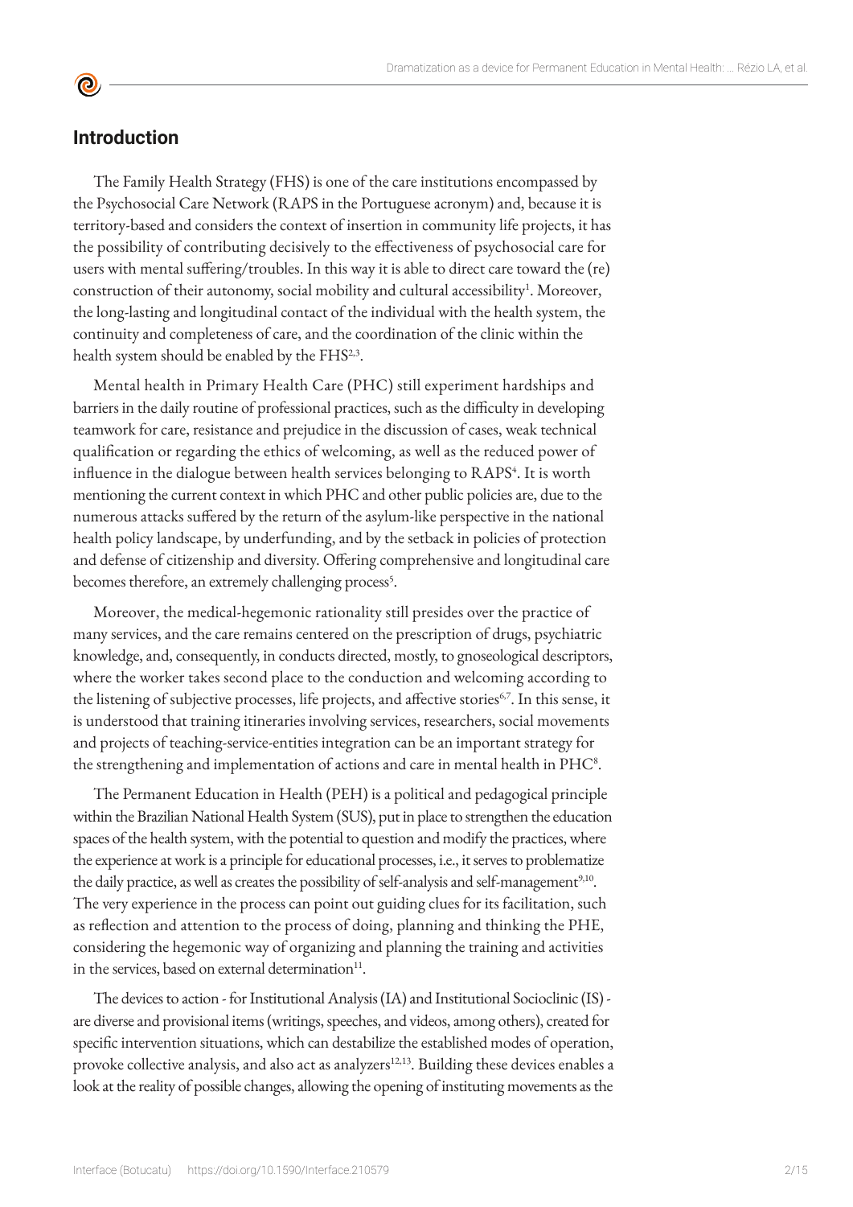## Introduction

The Family Health Strategy (FHS) is one of the care institutions encompassed by the Psychosocial Care Network (RAPS in the Portuguese acronym) and, because it is territory-based and considers the context of insertion in community life projects, it has the possibility of contributing decisively to the effectiveness of psychosocial care for users with mental suffering/troubles. In this way it is able to direct care toward the (re) construction of their autonomy, social mobility and cultural accessibility[1]. Moreover, the long-lasting and longitudinal contact of the individual with the health system, the continuity and completeness of care, and the coordination of the clinic within the health system should be enabled by the FHS[2,3].

Mental health in Primary Health Care (PHC) still experiment hardships and barriers in the daily routine of professional practices, such as the difficulty in developing teamwork for care, resistance and prejudice in the discussion of cases, weak technical qualification or regarding the ethics of welcoming, as well as the reduced power of influence in the dialogue between health services belonging to RAPS[4]. It is worth mentioning the current context in which PHC and other public policies are, due to the numerous attacks suffered by the return of the asylum-like perspective in the national health policy landscape, by underfunding, and by the setback in policies of protection and defense of citizenship and diversity. Offering comprehensive and longitudinal care becomes therefore, an extremely challenging process[5].

Moreover, the medical-hegemonic rationality still presides over the practice of many services, and the care remains centered on the prescription of drugs, psychiatric knowledge, and, consequently, in conducts directed, mostly, to gnoseological descriptors, where the worker takes second place to the conduction and welcoming according to the listening of subjective processes, life projects, and affective stories[6,7]. In this sense, it is understood that training itineraries involving services, researchers, social movements and projects of teaching-service-entities integration can be an important strategy for the strengthening and implementation of actions and care in mental health in PHC[8].

The Permanent Education in Health (PEH) is a political and pedagogical principle within the Brazilian National Health System (SUS), put in place to strengthen the education spaces of the health system, with the potential to question and modify the practices, where the experience at work is a principle for educational processes, i.e., it serves to problematize the daily practice, as well as creates the possibility of self-analysis and self-management[9,10]. The very experience in the process can point out guiding clues for its facilitation, such as reflection and attention to the process of doing, planning and thinking the PHE, considering the hegemonic way of organizing and planning the training and activities in the services, based on external determination[11].

The devices to action - for Institutional Analysis (IA) and Institutional Socioclinic (IS) - are diverse and provisional items (writings, speeches, and videos, among others), created for specific intervention situations, which can destabilize the established modes of operation, provoke collective analysis, and also act as analyzers[12,13]. Building these devices enables a look at the reality of possible changes, allowing the opening of instituting movements as the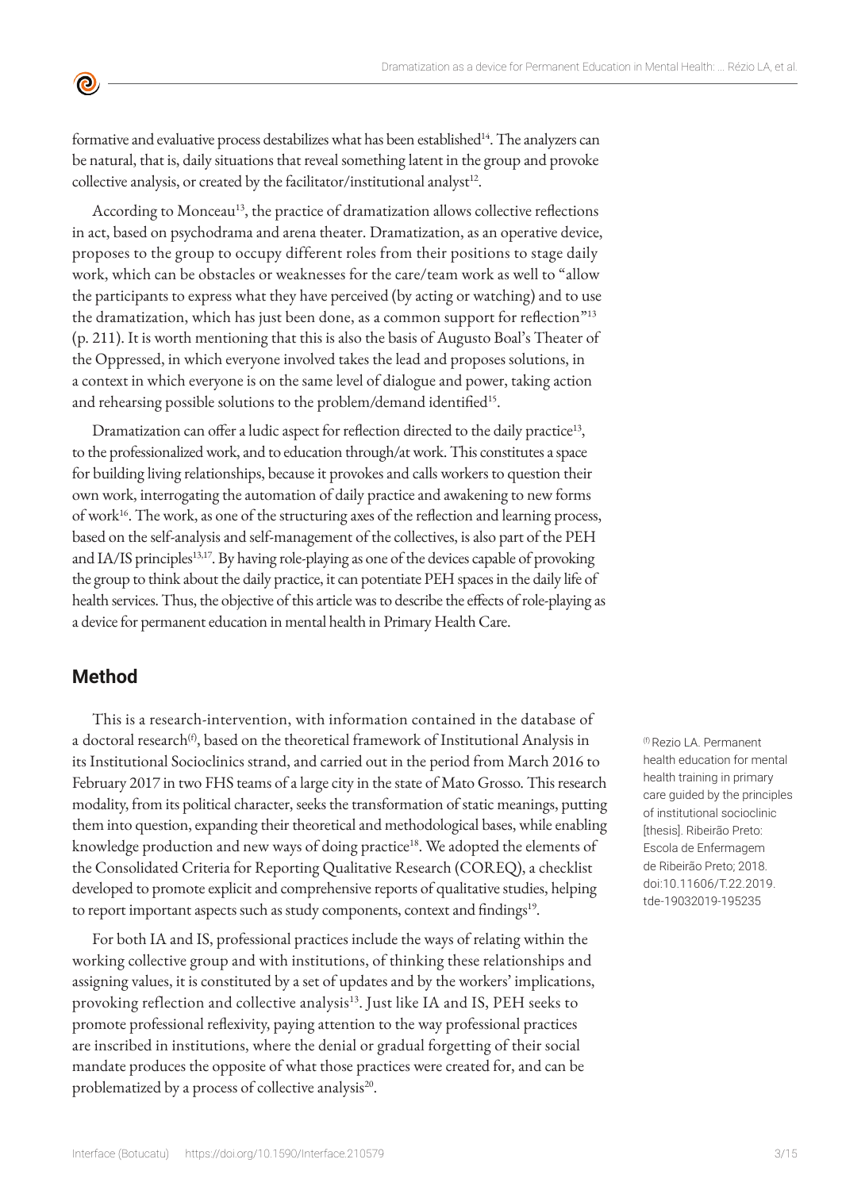formative and evaluative process destabilizes what has been established[14]. The analyzers can be natural, that is, daily situations that reveal something latent in the group and provoke collective analysis, or created by the facilitator/institutional analyst[12].

According to Monceau[13], the practice of dramatization allows collective reflections in act, based on psychodrama and arena theater. Dramatization, as an operative device, proposes to the group to occupy different roles from their positions to stage daily work, which can be obstacles or weaknesses for the care/team work as well to "allow the participants to express what they have perceived (by acting or watching) and to use the dramatization, which has just been done, as a common support for reflection"[13] (p. 211). It is worth mentioning that this is also the basis of Augusto Boal's Theater of the Oppressed, in which everyone involved takes the lead and proposes solutions, in a context in which everyone is on the same level of dialogue and power, taking action and rehearsing possible solutions to the problem/demand identified[15].

Dramatization can offer a ludic aspect for reflection directed to the daily practice[13], to the professionalized work, and to education through/at work. This constitutes a space for building living relationships, because it provokes and calls workers to question their own work, interrogating the automation of daily practice and awakening to new forms of work[16]. The work, as one of the structuring axes of the reflection and learning process, based on the self-analysis and self-management of the collectives, is also part of the PEH and IA/IS principles[13,17]. By having role-playing as one of the devices capable of provoking the group to think about the daily practice, it can potentiate PEH spaces in the daily life of health services. Thus, the objective of this article was to describe the effects of role-playing as a device for permanent education in mental health in Primary Health Care.

## Method

This is a research-intervention, with information contained in the database of a doctoral research[f], based on the theoretical framework of Institutional Analysis in its Institutional Socioclinics strand, and carried out in the period from March 2016 to February 2017 in two FHS teams of a large city in the state of Mato Grosso. This research modality, from its political character, seeks the transformation of static meanings, putting them into question, expanding their theoretical and methodological bases, while enabling knowledge production and new ways of doing practice[18]. We adopted the elements of the Consolidated Criteria for Reporting Qualitative Research (COREQ), a checklist developed to promote explicit and comprehensive reports of qualitative studies, helping to report important aspects such as study components, context and findings[19].

For both IA and IS, professional practices include the ways of relating within the working collective group and with institutions, of thinking these relationships and assigning values, it is constituted by a set of updates and by the workers' implications, provoking reflection and collective analysis[13]. Just like IA and IS, PEH seeks to promote professional reflexivity, paying attention to the way professional practices are inscribed in institutions, where the denial or gradual forgetting of their social mandate produces the opposite of what those practices were created for, and can be problematized by a process of collective analysis[20].

[f] Rezio LA. Permanent health education for mental health training in primary care guided by the principles of institutional socioclinic [thesis]. Ribeirão Preto: Escola de Enfermagem de Ribeirão Preto; 2018. doi:10.11606/T.22.2019.tde-19032019-195235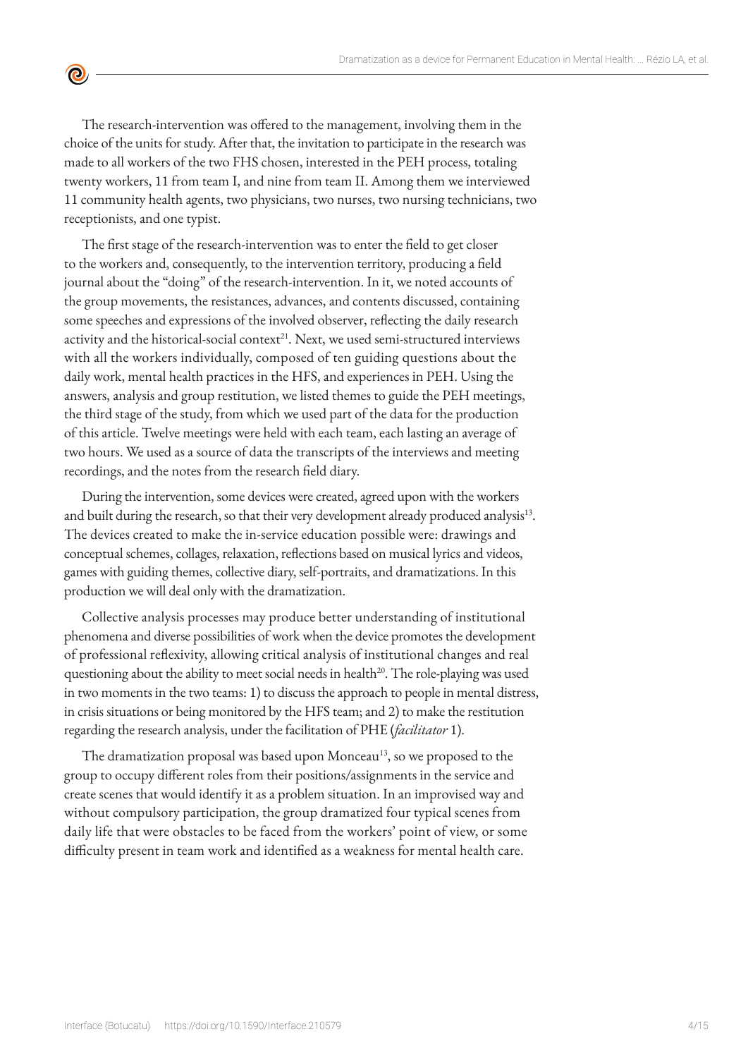The research-intervention was offered to the management, involving them in the choice of the units for study. After that, the invitation to participate in the research was made to all workers of the two FHS chosen, interested in the PEH process, totaling twenty workers, 11 from team I, and nine from team II. Among them we interviewed 11 community health agents, two physicians, two nurses, two nursing technicians, two receptionists, and one typist.

The first stage of the research-intervention was to enter the field to get closer to the workers and, consequently, to the intervention territory, producing a field journal about the "doing" of the research-intervention. In it, we noted accounts of the group movements, the resistances, advances, and contents discussed, containing some speeches and expressions of the involved observer, reflecting the daily research activity and the historical-social context[21]. Next, we used semi-structured interviews with all the workers individually, composed of ten guiding questions about the daily work, mental health practices in the HFS, and experiences in PEH. Using the answers, analysis and group restitution, we listed themes to guide the PEH meetings, the third stage of the study, from which we used part of the data for the production of this article. Twelve meetings were held with each team, each lasting an average of two hours. We used as a source of data the transcripts of the interviews and meeting recordings, and the notes from the research field diary.

During the intervention, some devices were created, agreed upon with the workers and built during the research, so that their very development already produced analysis[13]. The devices created to make the in-service education possible were: drawings and conceptual schemes, collages, relaxation, reflections based on musical lyrics and videos, games with guiding themes, collective diary, self-portraits, and dramatizations. In this production we will deal only with the dramatization.

Collective analysis processes may produce better understanding of institutional phenomena and diverse possibilities of work when the device promotes the development of professional reflexivity, allowing critical analysis of institutional changes and real questioning about the ability to meet social needs in health[20]. The role-playing was used in two moments in the two teams: 1) to discuss the approach to people in mental distress, in crisis situations or being monitored by the HFS team; and 2) to make the restitution regarding the research analysis, under the facilitation of PHE (*facilitator* 1).

The dramatization proposal was based upon Monceau[13], so we proposed to the group to occupy different roles from their positions/assignments in the service and create scenes that would identify it as a problem situation. In an improvised way and without compulsory participation, the group dramatized four typical scenes from daily life that were obstacles to be faced from the workers' point of view, or some difficulty present in team work and identified as a weakness for mental health care.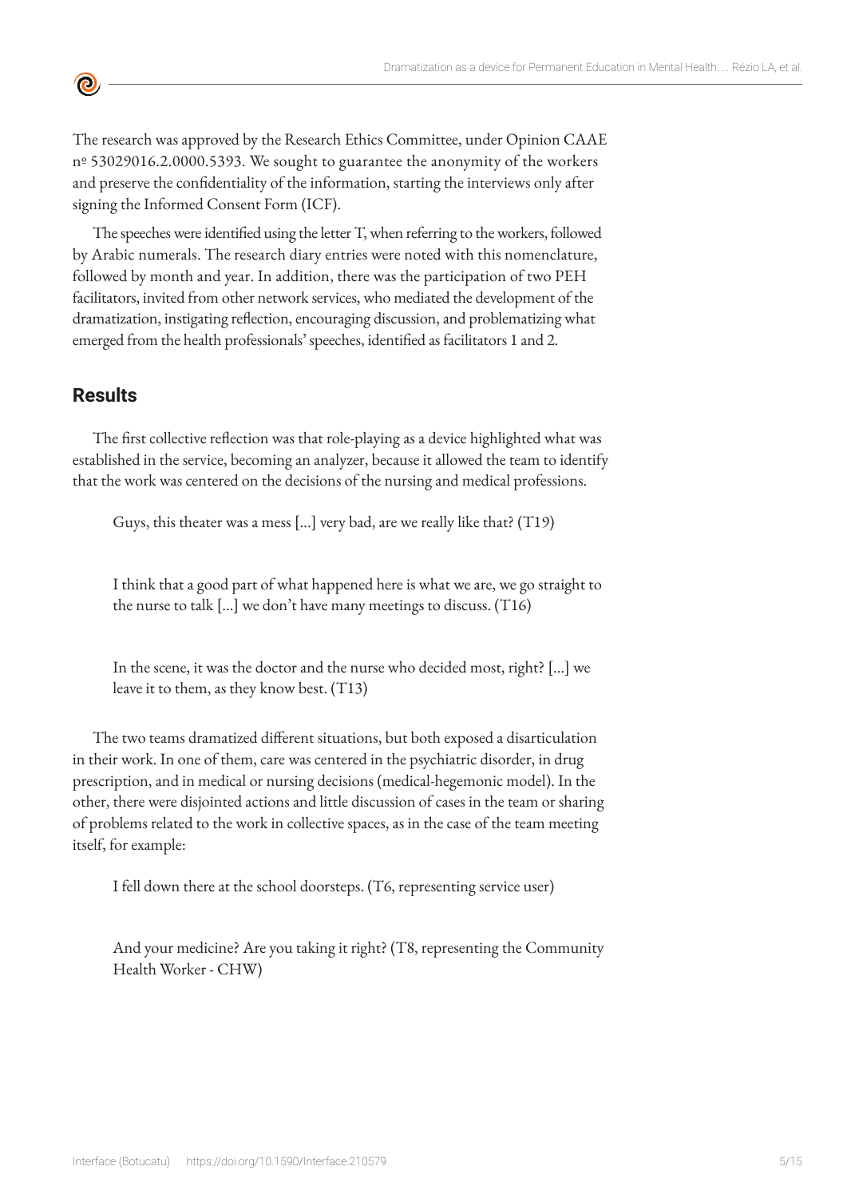The research was approved by the Research Ethics Committee, under Opinion CAAE nº 53029016.2.0000.5393. We sought to guarantee the anonymity of the workers and preserve the confidentiality of the information, starting the interviews only after signing the Informed Consent Form (ICF).

The speeches were identified using the letter T, when referring to the workers, followed by Arabic numerals. The research diary entries were noted with this nomenclature, followed by month and year. In addition, there was the participation of two PEH facilitators, invited from other network services, who mediated the development of the dramatization, instigating reflection, encouraging discussion, and problematizing what emerged from the health professionals' speeches, identified as facilitators 1 and 2.

## Results

The first collective reflection was that role-playing as a device highlighted what was established in the service, becoming an analyzer, because it allowed the team to identify that the work was centered on the decisions of the nursing and medical professions.

> Guys, this theater was a mess [...] very bad, are we really like that? (T19)

> I think that a good part of what happened here is what we are, we go straight to the nurse to talk [...] we don't have many meetings to discuss. (T16)

> In the scene, it was the doctor and the nurse who decided most, right? [...] we leave it to them, as they know best. (T13)

The two teams dramatized different situations, but both exposed a disarticulation in their work. In one of them, care was centered in the psychiatric disorder, in drug prescription, and in medical or nursing decisions (medical-hegemonic model). In the other, there were disjointed actions and little discussion of cases in the team or sharing of problems related to the work in collective spaces, as in the case of the team meeting itself, for example:

> I fell down there at the school doorsteps. (T6, representing service user)

> And your medicine? Are you taking it right? (T8, representing the Community Health Worker - CHW)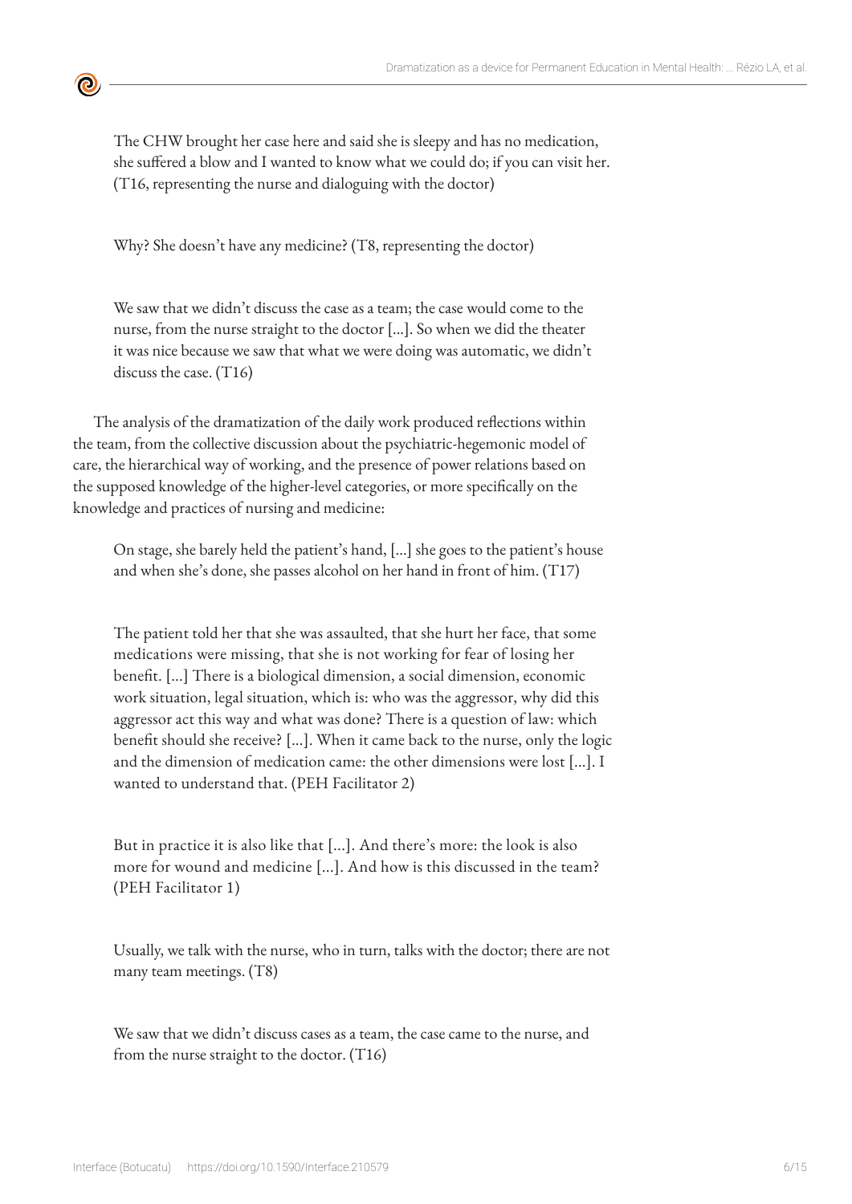> The CHW brought her case here and said she is sleepy and has no medication, she suffered a blow and I wanted to know what we could do; if you can visit her. (T16, representing the nurse and dialoguing with the doctor)

> Why? She doesn't have any medicine? (T8, representing the doctor)

> We saw that we didn't discuss the case as a team; the case would come to the nurse, from the nurse straight to the doctor [...]. So when we did the theater it was nice because we saw that what we were doing was automatic, we didn't discuss the case. (T16)

The analysis of the dramatization of the daily work produced reflections within the team, from the collective discussion about the psychiatric-hegemonic model of care, the hierarchical way of working, and the presence of power relations based on the supposed knowledge of the higher-level categories, or more specifically on the knowledge and practices of nursing and medicine:

> On stage, she barely held the patient's hand, [...] she goes to the patient's house and when she's done, she passes alcohol on her hand in front of him. (T17)

> The patient told her that she was assaulted, that she hurt her face, that some medications were missing, that she is not working for fear of losing her benefit. [...] There is a biological dimension, a social dimension, economic work situation, legal situation, which is: who was the aggressor, why did this aggressor act this way and what was done? There is a question of law: which benefit should she receive? [...]. When it came back to the nurse, only the logic and the dimension of medication came: the other dimensions were lost [...]. I wanted to understand that. (PEH Facilitator 2)

> But in practice it is also like that [...]. And there's more: the look is also more for wound and medicine [...]. And how is this discussed in the team? (PEH Facilitator 1)

> Usually, we talk with the nurse, who in turn, talks with the doctor; there are not many team meetings. (T8)

> We saw that we didn't discuss cases as a team, the case came to the nurse, and from the nurse straight to the doctor. (T16)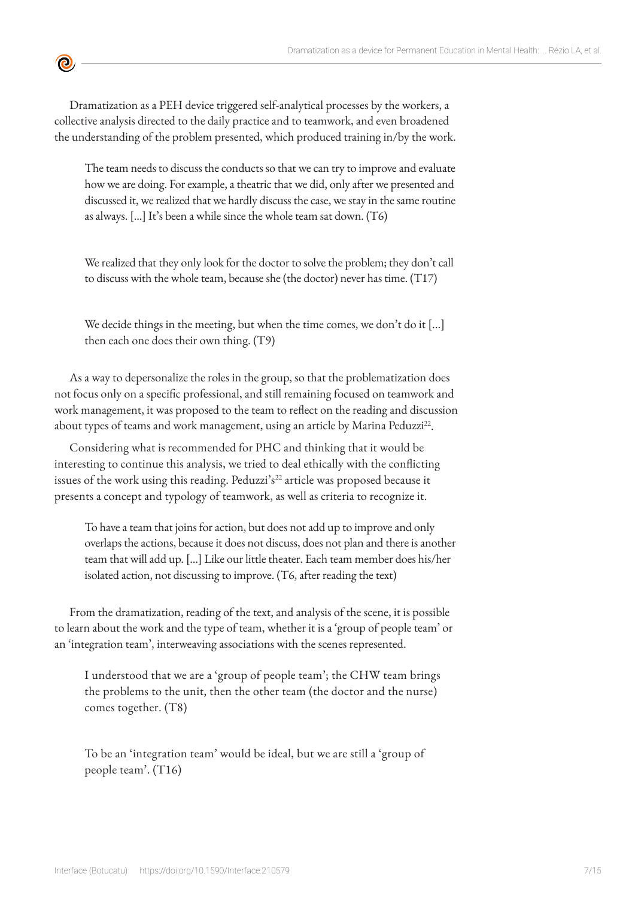Dramatization as a PEH device triggered self-analytical processes by the workers, a collective analysis directed to the daily practice and to teamwork, and even broadened the understanding of the problem presented, which produced training in/by the work.

> The team needs to discuss the conducts so that we can try to improve and evaluate how we are doing. For example, a theatric that we did, only after we presented and discussed it, we realized that we hardly discuss the case, we stay in the same routine as always. [...] It's been a while since the whole team sat down. (T6)

> We realized that they only look for the doctor to solve the problem; they don't call to discuss with the whole team, because she (the doctor) never has time. (T17)

> We decide things in the meeting, but when the time comes, we don't do it [...] then each one does their own thing. (T9)

As a way to depersonalize the roles in the group, so that the problematization does not focus only on a specific professional, and still remaining focused on teamwork and work management, it was proposed to the team to reflect on the reading and discussion about types of teams and work management, using an article by Marina Peduzzi[22].

Considering what is recommended for PHC and thinking that it would be interesting to continue this analysis, we tried to deal ethically with the conflicting issues of the work using this reading. Peduzzi's[22] article was proposed because it presents a concept and typology of teamwork, as well as criteria to recognize it.

> To have a team that joins for action, but does not add up to improve and only overlaps the actions, because it does not discuss, does not plan and there is another team that will add up. [...] Like our little theater. Each team member does his/her isolated action, not discussing to improve. (T6, after reading the text)

From the dramatization, reading of the text, and analysis of the scene, it is possible to learn about the work and the type of team, whether it is a 'group of people team' or an 'integration team', interweaving associations with the scenes represented.

> I understood that we are a 'group of people team'; the CHW team brings the problems to the unit, then the other team (the doctor and the nurse) comes together. (T8)

> To be an 'integration team' would be ideal, but we are still a 'group of people team'. (T16)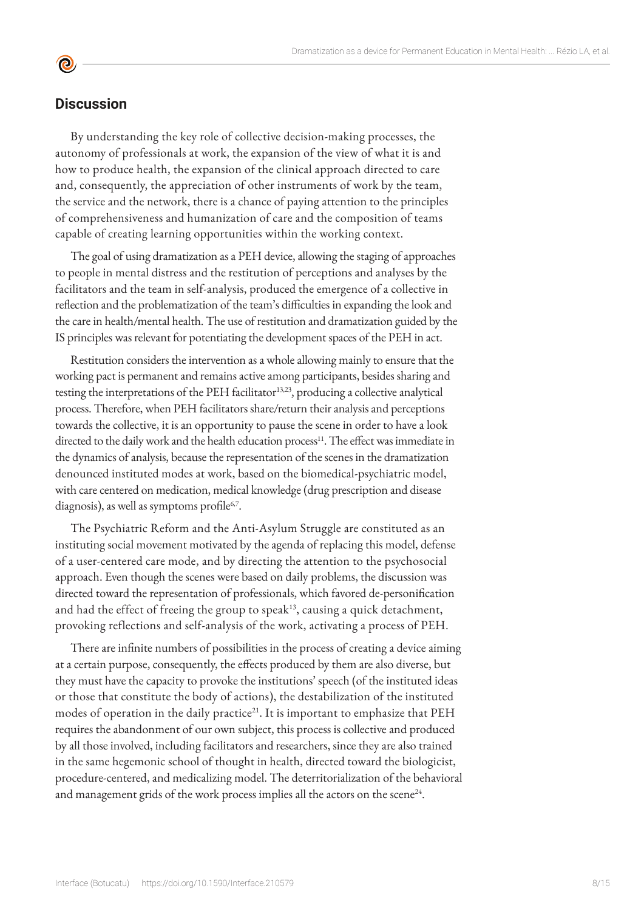## Discussion

By understanding the key role of collective decision-making processes, the autonomy of professionals at work, the expansion of the view of what it is and how to produce health, the expansion of the clinical approach directed to care and, consequently, the appreciation of other instruments of work by the team, the service and the network, there is a chance of paying attention to the principles of comprehensiveness and humanization of care and the composition of teams capable of creating learning opportunities within the working context.

The goal of using dramatization as a PEH device, allowing the staging of approaches to people in mental distress and the restitution of perceptions and analyses by the facilitators and the team in self-analysis, produced the emergence of a collective in reflection and the problematization of the team's difficulties in expanding the look and the care in health/mental health. The use of restitution and dramatization guided by the IS principles was relevant for potentiating the development spaces of the PEH in act.

Restitution considers the intervention as a whole allowing mainly to ensure that the working pact is permanent and remains active among participants, besides sharing and testing the interpretations of the PEH facilitator[13,23], producing a collective analytical process. Therefore, when PEH facilitators share/return their analysis and perceptions towards the collective, it is an opportunity to pause the scene in order to have a look directed to the daily work and the health education process[11]. The effect was immediate in the dynamics of analysis, because the representation of the scenes in the dramatization denounced instituted modes at work, based on the biomedical-psychiatric model, with care centered on medication, medical knowledge (drug prescription and disease diagnosis), as well as symptoms profile[6,7].

The Psychiatric Reform and the Anti-Asylum Struggle are constituted as an instituting social movement motivated by the agenda of replacing this model, defense of a user-centered care mode, and by directing the attention to the psychosocial approach. Even though the scenes were based on daily problems, the discussion was directed toward the representation of professionals, which favored de-personification and had the effect of freeing the group to speak[13], causing a quick detachment, provoking reflections and self-analysis of the work, activating a process of PEH.

There are infinite numbers of possibilities in the process of creating a device aiming at a certain purpose, consequently, the effects produced by them are also diverse, but they must have the capacity to provoke the institutions' speech (of the instituted ideas or those that constitute the body of actions), the destabilization of the instituted modes of operation in the daily practice[21]. It is important to emphasize that PEH requires the abandonment of our own subject, this process is collective and produced by all those involved, including facilitators and researchers, since they are also trained in the same hegemonic school of thought in health, directed toward the biologicist, procedure-centered, and medicalizing model. The deterritorialization of the behavioral and management grids of the work process implies all the actors on the scene[24].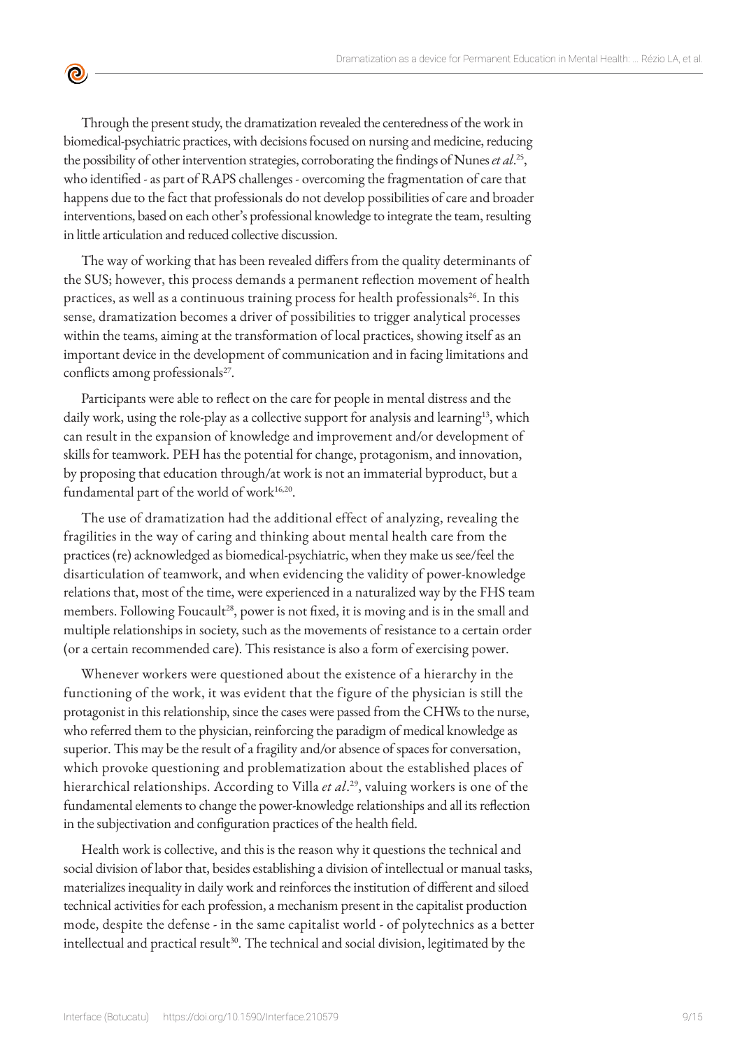Through the present study, the dramatization revealed the centeredness of the work in biomedical-psychiatric practices, with decisions focused on nursing and medicine, reducing the possibility of other intervention strategies, corroborating the findings of Nunes *et al*.[25], who identified - as part of RAPS challenges - overcoming the fragmentation of care that happens due to the fact that professionals do not develop possibilities of care and broader interventions, based on each other's professional knowledge to integrate the team, resulting in little articulation and reduced collective discussion.

The way of working that has been revealed differs from the quality determinants of the SUS; however, this process demands a permanent reflection movement of health practices, as well as a continuous training process for health professionals[26]. In this sense, dramatization becomes a driver of possibilities to trigger analytical processes within the teams, aiming at the transformation of local practices, showing itself as an important device in the development of communication and in facing limitations and conflicts among professionals[27].

Participants were able to reflect on the care for people in mental distress and the daily work, using the role-play as a collective support for analysis and learning[13], which can result in the expansion of knowledge and improvement and/or development of skills for teamwork. PEH has the potential for change, protagonism, and innovation, by proposing that education through/at work is not an immaterial byproduct, but a fundamental part of the world of work[16,20].

The use of dramatization had the additional effect of analyzing, revealing the fragilities in the way of caring and thinking about mental health care from the practices (re) acknowledged as biomedical-psychiatric, when they make us see/feel the disarticulation of teamwork, and when evidencing the validity of power-knowledge relations that, most of the time, were experienced in a naturalized way by the FHS team members. Following Foucault[28], power is not fixed, it is moving and is in the small and multiple relationships in society, such as the movements of resistance to a certain order (or a certain recommended care). This resistance is also a form of exercising power.

Whenever workers were questioned about the existence of a hierarchy in the functioning of the work, it was evident that the figure of the physician is still the protagonist in this relationship, since the cases were passed from the CHWs to the nurse, who referred them to the physician, reinforcing the paradigm of medical knowledge as superior. This may be the result of a fragility and/or absence of spaces for conversation, which provoke questioning and problematization about the established places of hierarchical relationships. According to Villa *et al*.[29], valuing workers is one of the fundamental elements to change the power-knowledge relationships and all its reflection in the subjectivation and configuration practices of the health field.

Health work is collective, and this is the reason why it questions the technical and social division of labor that, besides establishing a division of intellectual or manual tasks, materializes inequality in daily work and reinforces the institution of different and siloed technical activities for each profession, a mechanism present in the capitalist production mode, despite the defense - in the same capitalist world - of polytechnics as a better intellectual and practical result[30]. The technical and social division, legitimated by the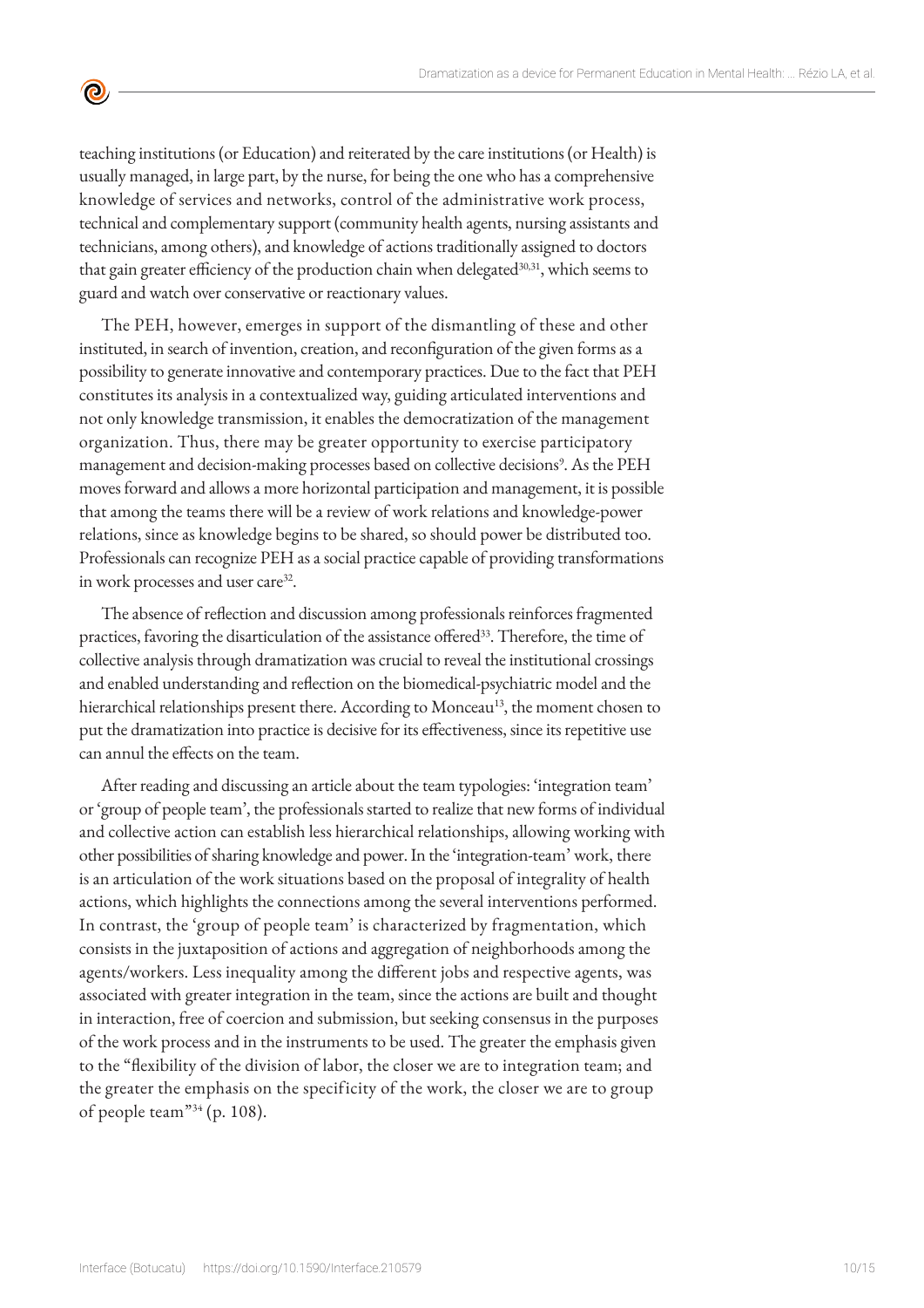teaching institutions (or Education) and reiterated by the care institutions (or Health) is usually managed, in large part, by the nurse, for being the one who has a comprehensive knowledge of services and networks, control of the administrative work process, technical and complementary support (community health agents, nursing assistants and technicians, among others), and knowledge of actions traditionally assigned to doctors that gain greater efficiency of the production chain when delegated[30,31], which seems to guard and watch over conservative or reactionary values.

The PEH, however, emerges in support of the dismantling of these and other instituted, in search of invention, creation, and reconfiguration of the given forms as a possibility to generate innovative and contemporary practices. Due to the fact that PEH constitutes its analysis in a contextualized way, guiding articulated interventions and not only knowledge transmission, it enables the democratization of the management organization. Thus, there may be greater opportunity to exercise participatory management and decision-making processes based on collective decisions[9]. As the PEH moves forward and allows a more horizontal participation and management, it is possible that among the teams there will be a review of work relations and knowledge-power relations, since as knowledge begins to be shared, so should power be distributed too. Professionals can recognize PEH as a social practice capable of providing transformations in work processes and user care[32].

The absence of reflection and discussion among professionals reinforces fragmented practices, favoring the disarticulation of the assistance offered[33]. Therefore, the time of collective analysis through dramatization was crucial to reveal the institutional crossings and enabled understanding and reflection on the biomedical-psychiatric model and the hierarchical relationships present there. According to Monceau[13], the moment chosen to put the dramatization into practice is decisive for its effectiveness, since its repetitive use can annul the effects on the team.

After reading and discussing an article about the team typologies: 'integration team' or 'group of people team', the professionals started to realize that new forms of individual and collective action can establish less hierarchical relationships, allowing working with other possibilities of sharing knowledge and power. In the 'integration-team' work, there is an articulation of the work situations based on the proposal of integrality of health actions, which highlights the connections among the several interventions performed. In contrast, the 'group of people team' is characterized by fragmentation, which consists in the juxtaposition of actions and aggregation of neighborhoods among the agents/workers. Less inequality among the different jobs and respective agents, was associated with greater integration in the team, since the actions are built and thought in interaction, free of coercion and submission, but seeking consensus in the purposes of the work process and in the instruments to be used. The greater the emphasis given to the "flexibility of the division of labor, the closer we are to integration team; and the greater the emphasis on the specificity of the work, the closer we are to group of people team"[34] (p. 108).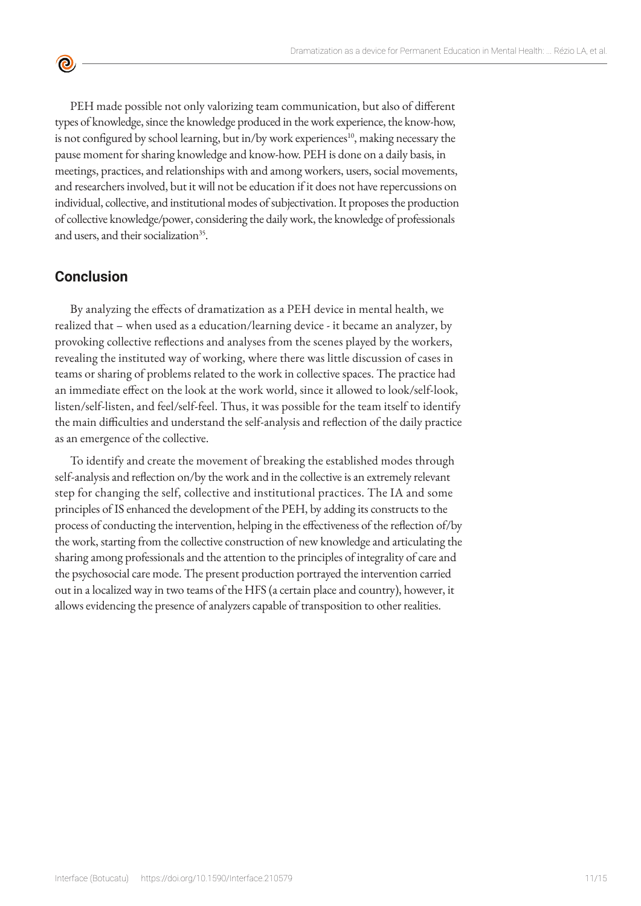PEH made possible not only valorizing team communication, but also of different types of knowledge, since the knowledge produced in the work experience, the know-how, is not configured by school learning, but in/by work experiences[10], making necessary the pause moment for sharing knowledge and know-how. PEH is done on a daily basis, in meetings, practices, and relationships with and among workers, users, social movements, and researchers involved, but it will not be education if it does not have repercussions on individual, collective, and institutional modes of subjectivation. It proposes the production of collective knowledge/power, considering the daily work, the knowledge of professionals and users, and their socialization[35].

## Conclusion

By analyzing the effects of dramatization as a PEH device in mental health, we realized that – when used as a education/learning device - it became an analyzer, by provoking collective reflections and analyses from the scenes played by the workers, revealing the instituted way of working, where there was little discussion of cases in teams or sharing of problems related to the work in collective spaces. The practice had an immediate effect on the look at the work world, since it allowed to look/self-look, listen/self-listen, and feel/self-feel. Thus, it was possible for the team itself to identify the main difficulties and understand the self-analysis and reflection of the daily practice as an emergence of the collective.

To identify and create the movement of breaking the established modes through self-analysis and reflection on/by the work and in the collective is an extremely relevant step for changing the self, collective and institutional practices. The IA and some principles of IS enhanced the development of the PEH, by adding its constructs to the process of conducting the intervention, helping in the effectiveness of the reflection of/by the work, starting from the collective construction of new knowledge and articulating the sharing among professionals and the attention to the principles of integrality of care and the psychosocial care mode. The present production portrayed the intervention carried out in a localized way in two teams of the HFS (a certain place and country), however, it allows evidencing the presence of analyzers capable of transposition to other realities.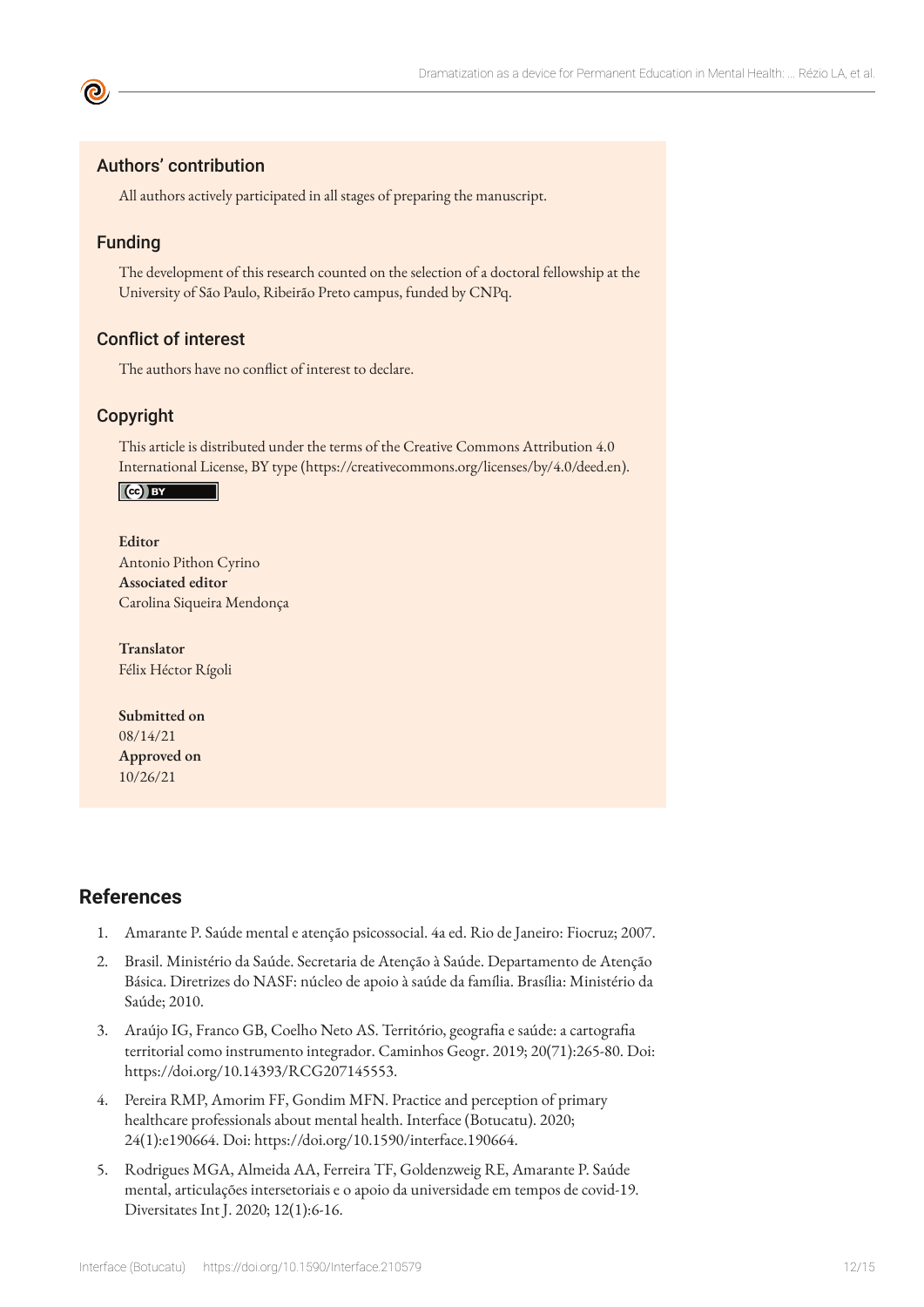## Authors' contribution

All authors actively participated in all stages of preparing the manuscript.

## Funding

The development of this research counted on the selection of a doctoral fellowship at the University of São Paulo, Ribeirão Preto campus, funded by CNPq.

## Conflict of interest

The authors have no conflict of interest to declare.

## Copyright

This article is distributed under the terms of the Creative Commons Attribution 4.0 International License, BY type (https://creativecommons.org/licenses/by/4.0/deed.en).

**Editor**
Antonio Pithon Cyrino
**Associated editor**
Carolina Siqueira Mendonça

**Translator**
Félix Héctor Rígoli

**Submitted on**
08/14/21
**Approved on**
10/26/21

# References

1. Amarante P. Saúde mental e atenção psicossocial. 4a ed. Rio de Janeiro: Fiocruz; 2007.
2. Brasil. Ministério da Saúde. Secretaria de Atenção à Saúde. Departamento de Atenção Básica. Diretrizes do NASF: núcleo de apoio à saúde da família. Brasília: Ministério da Saúde; 2010.
3. Araújo IG, Franco GB, Coelho Neto AS. Território, geografia e saúde: a cartografia territorial como instrumento integrador. Caminhos Geogr. 2019; 20(71):265-80. Doi: https://doi.org/10.14393/RCG207145553.
4. Pereira RMP, Amorim FF, Gondim MFN. Practice and perception of primary healthcare professionals about mental health. Interface (Botucatu). 2020; 24(1):e190664. Doi: https://doi.org/10.1590/interface.190664.
5. Rodrigues MGA, Almeida AA, Ferreira TF, Goldenzweig RE, Amarante P. Saúde mental, articulações intersetoriais e o apoio da universidade em tempos de covid-19. Diversitates Int J. 2020; 12(1):6-16.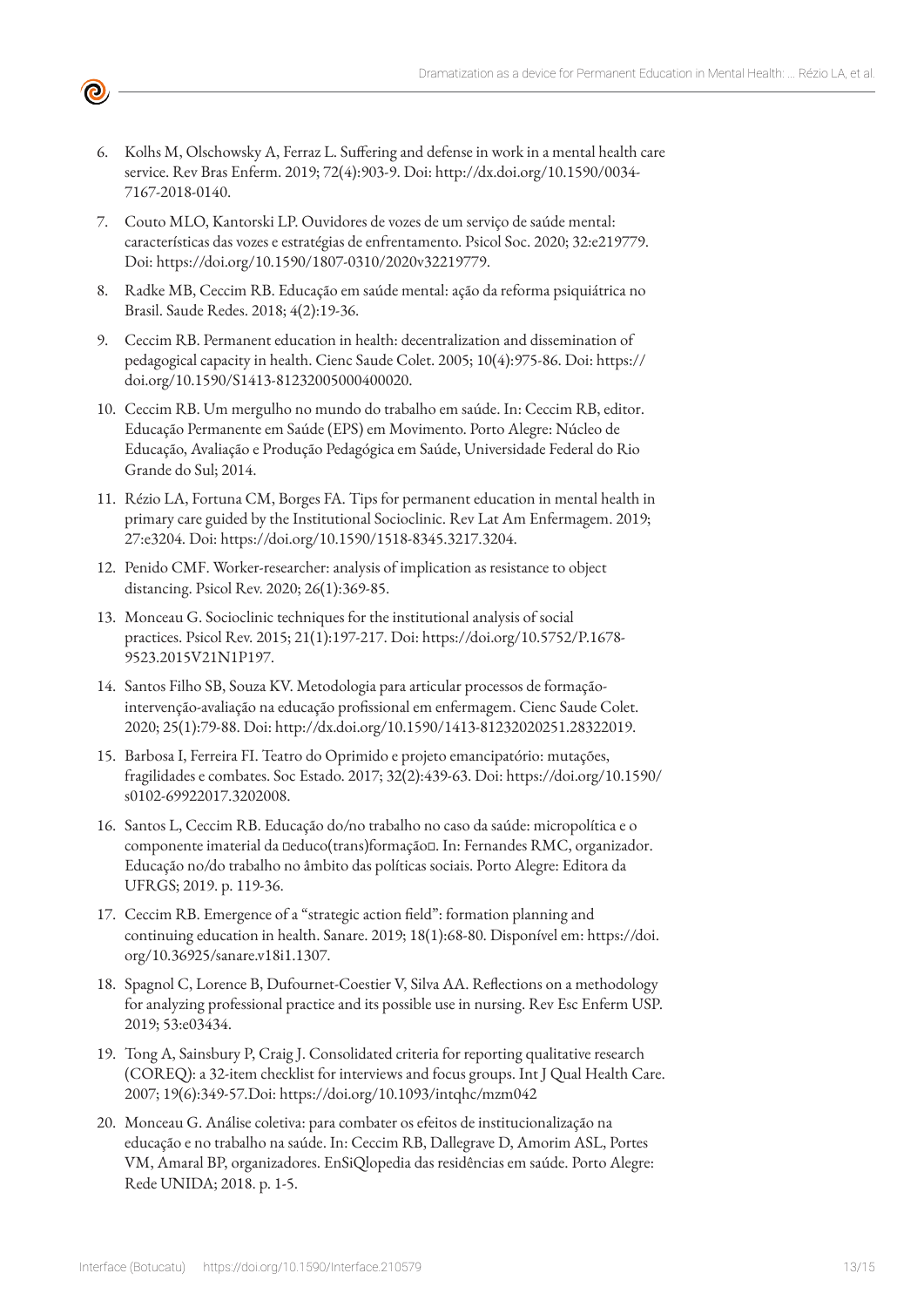6. Kolhs M, Olschowsky A, Ferraz L. Suffering and defense in work in a mental health care service. Rev Bras Enferm. 2019; 72(4):903-9. Doi: http://dx.doi.org/10.1590/0034-7167-2018-0140.

7. Couto MLO, Kantorski LP. Ouvidores de vozes de um serviço de saúde mental: características das vozes e estratégias de enfrentamento. Psicol Soc. 2020; 32:e219779. Doi: https://doi.org/10.1590/1807-0310/2020v32219779.

8. Radke MB, Ceccim RB. Educação em saúde mental: ação da reforma psiquiátrica no Brasil. Saude Redes. 2018; 4(2):19-36.

9. Ceccim RB. Permanent education in health: decentralization and dissemination of pedagogical capacity in health. Cienc Saude Colet. 2005; 10(4):975-86. Doi: https://doi.org/10.1590/S1413-81232005000400020.

10. Ceccim RB. Um mergulho no mundo do trabalho em saúde. In: Ceccim RB, editor. Educação Permanente em Saúde (EPS) em Movimento. Porto Alegre: Núcleo de Educação, Avaliação e Produção Pedagógica em Saúde, Universidade Federal do Rio Grande do Sul; 2014.

11. Rézio LA, Fortuna CM, Borges FA. Tips for permanent education in mental health in primary care guided by the Institutional Socioclinic. Rev Lat Am Enfermagem. 2019; 27:e3204. Doi: https://doi.org/10.1590/1518-8345.3217.3204.

12. Penido CMF. Worker-researcher: analysis of implication as resistance to object distancing. Psicol Rev. 2020; 26(1):369-85.

13. Monceau G. Socioclinic techniques for the institutional analysis of social practices. Psicol Rev. 2015; 21(1):197-217. Doi: https://doi.org/10.5752/P.1678-9523.2015V21N1P197.

14. Santos Filho SB, Souza KV. Metodologia para articular processos de formação-intervenção-avaliação na educação profissional em enfermagem. Cienc Saude Colet. 2020; 25(1):79-88. Doi: http://dx.doi.org/10.1590/1413-81232020251.28322019.

15. Barbosa I, Ferreira FI. Teatro do Oprimido e projeto emancipatório: mutações, fragilidades e combates. Soc Estado. 2017; 32(2):439-63. Doi: https://doi.org/10.1590/s0102-69922017.3202008.

16. Santos L, Ceccim RB. Educação do/no trabalho no caso da saúde: micropolítica e o componente imaterial da □educo(trans)formação□. In: Fernandes RMC, organizador. Educação no/do trabalho no âmbito das políticas sociais. Porto Alegre: Editora da UFRGS; 2019. p. 119-36.

17. Ceccim RB. Emergence of a “strategic action field”: formation planning and continuing education in health. Sanare. 2019; 18(1):68-80. Disponível em: https://doi.org/10.36925/sanare.v18i1.1307.

18. Spagnol C, Lorence B, Dufournet-Coestier V, Silva AA. Reflections on a methodology for analyzing professional practice and its possible use in nursing. Rev Esc Enferm USP. 2019; 53:e03434.

19. Tong A, Sainsbury P, Craig J. Consolidated criteria for reporting qualitative research (COREQ): a 32-item checklist for interviews and focus groups. Int J Qual Health Care. 2007; 19(6):349-57.Doi: https://doi.org/10.1093/intqhc/mzm042

20. Monceau G. Análise coletiva: para combater os efeitos de institucionalização na educação e no trabalho na saúde. In: Ceccim RB, Dallegrave D, Amorim ASL, Portes VM, Amaral BP, organizadores. EnSiQlopedia das residências em saúde. Porto Alegre: Rede UNIDA; 2018. p. 1-5.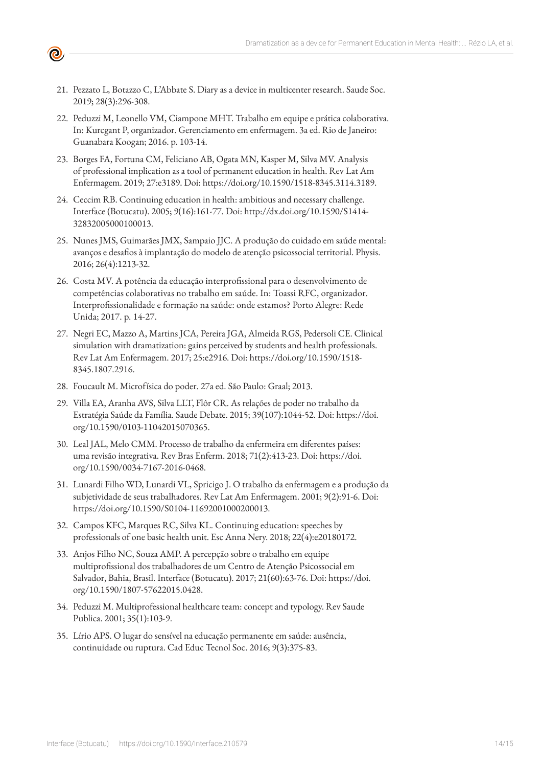21. Pezzato L, Botazzo C, L'Abbate S. Diary as a device in multicenter research. Saude Soc. 2019; 28(3):296-308.

22. Peduzzi M, Leonello VM, Ciampone MHT. Trabalho em equipe e prática colaborativa. In: Kurcgant P, organizador. Gerenciamento em enfermagem. 3a ed. Rio de Janeiro: Guanabara Koogan; 2016. p. 103-14.

23. Borges FA, Fortuna CM, Feliciano AB, Ogata MN, Kasper M, Silva MV. Analysis of professional implication as a tool of permanent education in health. Rev Lat Am Enfermagem. 2019; 27:e3189. Doi: https://doi.org/10.1590/1518-8345.3114.3189.

24. Ceccim RB. Continuing education in health: ambitious and necessary challenge. Interface (Botucatu). 2005; 9(16):161-77. Doi: http://dx.doi.org/10.1590/S1414-32832005000100013.

25. Nunes JMS, Guimarães JMX, Sampaio JJC. A produção do cuidado em saúde mental: avanços e desafios à implantação do modelo de atenção psicossocial territorial. Physis. 2016; 26(4):1213-32.

26. Costa MV. A potência da educação interprofissional para o desenvolvimento de competências colaborativas no trabalho em saúde. In: Toassi RFC, organizador. Interprofissionalidade e formação na saúde: onde estamos? Porto Alegre: Rede Unida; 2017. p. 14-27.

27. Negri EC, Mazzo A, Martins JCA, Pereira JGA, Almeida RGS, Pedersoli CE. Clinical simulation with dramatization: gains perceived by students and health professionals. Rev Lat Am Enfermagem. 2017; 25:e2916. Doi: https://doi.org/10.1590/1518-8345.1807.2916.

28. Foucault M. Microfísica do poder. 27a ed. São Paulo: Graal; 2013.

29. Villa EA, Aranha AVS, Silva LLT, Flôr CR. As relações de poder no trabalho da Estratégia Saúde da Família. Saude Debate. 2015; 39(107):1044-52. Doi: https://doi.org/10.1590/0103-11042015070365.

30. Leal JAL, Melo CMM. Processo de trabalho da enfermeira em diferentes países: uma revisão integrativa. Rev Bras Enferm. 2018; 71(2):413-23. Doi: https://doi.org/10.1590/0034-7167-2016-0468.

31. Lunardi Filho WD, Lunardi VL, Spricigo J. O trabalho da enfermagem e a produção da subjetividade de seus trabalhadores. Rev Lat Am Enfermagem. 2001; 9(2):91-6. Doi: https://doi.org/10.1590/S0104-11692001000200013.

32. Campos KFC, Marques RC, Silva KL. Continuing education: speeches by professionals of one basic health unit. Esc Anna Nery. 2018; 22(4):e20180172.

33. Anjos Filho NC, Souza AMP. A percepção sobre o trabalho em equipe multiprofissional dos trabalhadores de um Centro de Atenção Psicossocial em Salvador, Bahia, Brasil. Interface (Botucatu). 2017; 21(60):63-76. Doi: https://doi.org/10.1590/1807-57622015.0428.

34. Peduzzi M. Multiprofessional healthcare team: concept and typology. Rev Saude Publica. 2001; 35(1):103-9.

35. Lírio APS. O lugar do sensível na educação permanente em saúde: ausência, continuidade ou ruptura. Cad Educ Tecnol Soc. 2016; 9(3):375-83.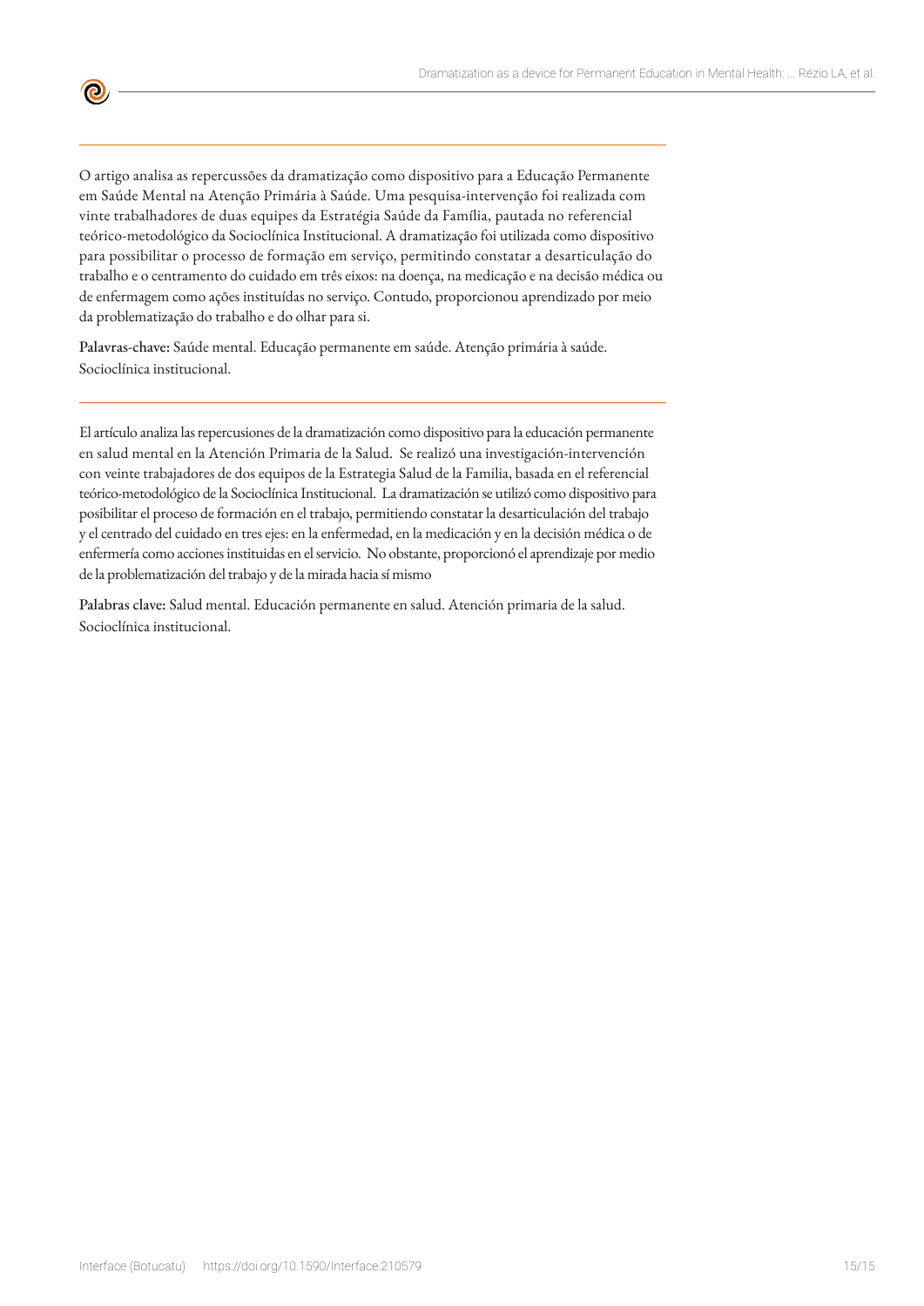O artigo analisa as repercussões da dramatização como dispositivo para a Educação Permanente em Saúde Mental na Atenção Primária à Saúde. Uma pesquisa-intervenção foi realizada com vinte trabalhadores de duas equipes da Estratégia Saúde da Família, pautada no referencial teórico-metodológico da Socioclínica Institucional. A dramatização foi utilizada como dispositivo para possibilitar o processo de formação em serviço, permitindo constatar a desarticulação do trabalho e o centramento do cuidado em três eixos: na doença, na medicação e na decisão médica ou de enfermagem como ações instituídas no serviço. Contudo, proporcionou aprendizado por meio da problematização do trabalho e do olhar para si.

**Palavras-chave:** Saúde mental. Educação permanente em saúde. Atenção primária à saúde. Socioclínica institucional.

El artículo analiza las repercusiones de la dramatización como dispositivo para la educación permanente en salud mental en la Atención Primaria de la Salud. Se realizó una investigación-intervención con veinte trabajadores de dos equipos de la Estrategia Salud de la Familia, basada en el referencial teórico-metodológico de la Socioclínica Institucional. La dramatización se utilizó como dispositivo para posibilitar el proceso de formación en el trabajo, permitiendo constatar la desarticulación del trabajo y el centrado del cuidado en tres ejes: en la enfermedad, en la medicación y en la decisión médica o de enfermería como acciones instituidas en el servicio. No obstante, proporcionó el aprendizaje por medio de la problematización del trabajo y de la mirada hacia sí mismo

**Palabras clave:** Salud mental. Educación permanente en salud. Atención primaria de la salud. Socioclínica institucional.